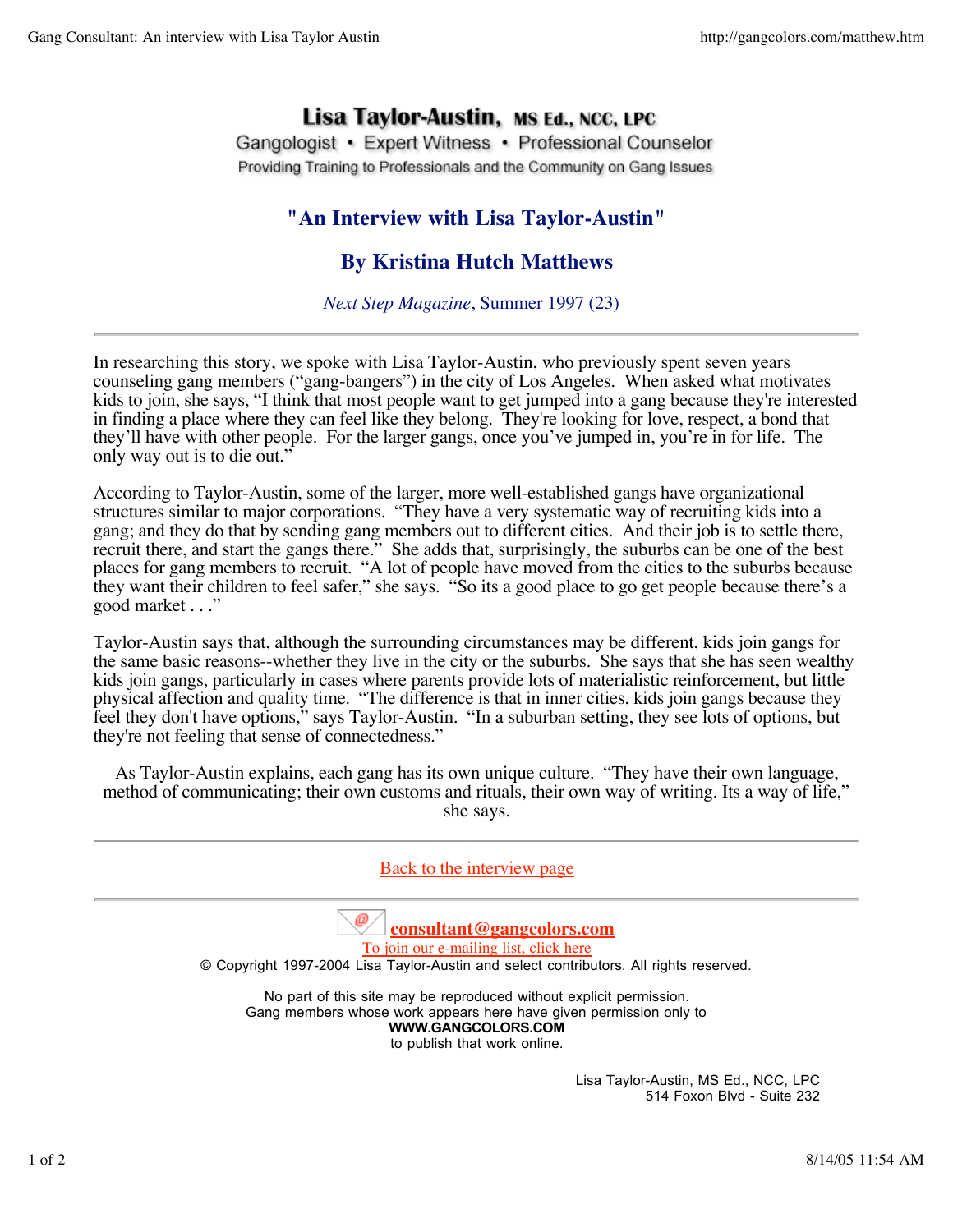# Lisa Taylor-Austin, MS Ed., NCC, LPC

Gangologist • Expert Witness • Professional Counselor

Providing Training to Professionals and the Community on Gang Issues

## "An Interview with Lisa Taylor-Austin"

## By Kristina Hutch Matthews

*Next Step Magazine*, Summer 1997 (23)

---

In researching this story, we spoke with Lisa Taylor-Austin, who previously spent seven years counseling gang members ("gang-bangers") in the city of Los Angeles. When asked what motivates kids to join, she says, "I think that most people want to get jumped into a gang because they're interested in finding a place where they can feel like they belong. They're looking for love, respect, a bond that they'll have with other people. For the larger gangs, once you've jumped in, you're in for life. The only way out is to die out."

According to Taylor-Austin, some of the larger, more well-established gangs have organizational structures similar to major corporations. "They have a very systematic way of recruiting kids into a gang; and they do that by sending gang members out to different cities. And their job is to settle there, recruit there, and start the gangs there." She adds that, surprisingly, the suburbs can be one of the best places for gang members to recruit. "A lot of people have moved from the cities to the suburbs because they want their children to feel safer," she says. "So its a good place to go get people because there's a good market . . ."

Taylor-Austin says that, although the surrounding circumstances may be different, kids join gangs for the same basic reasons--whether they live in the city or the suburbs. She says that she has seen wealthy kids join gangs, particularly in cases where parents provide lots of materialistic reinforcement, but little physical affection and quality time. "The difference is that in inner cities, kids join gangs because they feel they don't have options," says Taylor-Austin. "In a suburban setting, they see lots of options, but they're not feeling that sense of connectedness."

As Taylor-Austin explains, each gang has its own unique culture. "They have their own language, method of communicating; their own customs and rituals, their own way of writing. Its a way of life," she says.

---

[Back to the interview page]

---

**consultant@gangcolors.com**

To join our e-mailing list, click here

© Copyright 1997-2004 Lisa Taylor-Austin and select contributors. All rights reserved.

No part of this site may be reproduced without explicit permission.
Gang members whose work appears here have given permission only to
**WWW.GANGCOLORS.COM**
to publish that work online.

Lisa Taylor-Austin, MS Ed., NCC, LPC
514 Foxon Blvd - Suite 232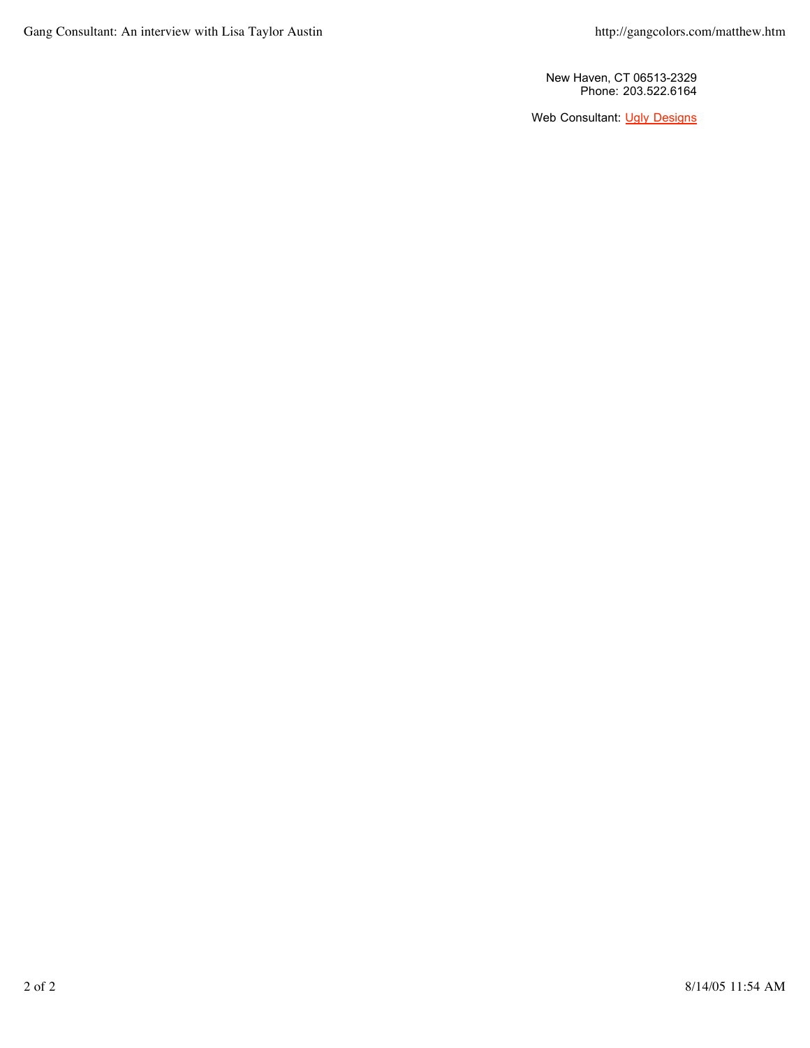New Haven, CT 06513-2329
Phone: 203.522.6164

Web Consultant: Ugly Designs